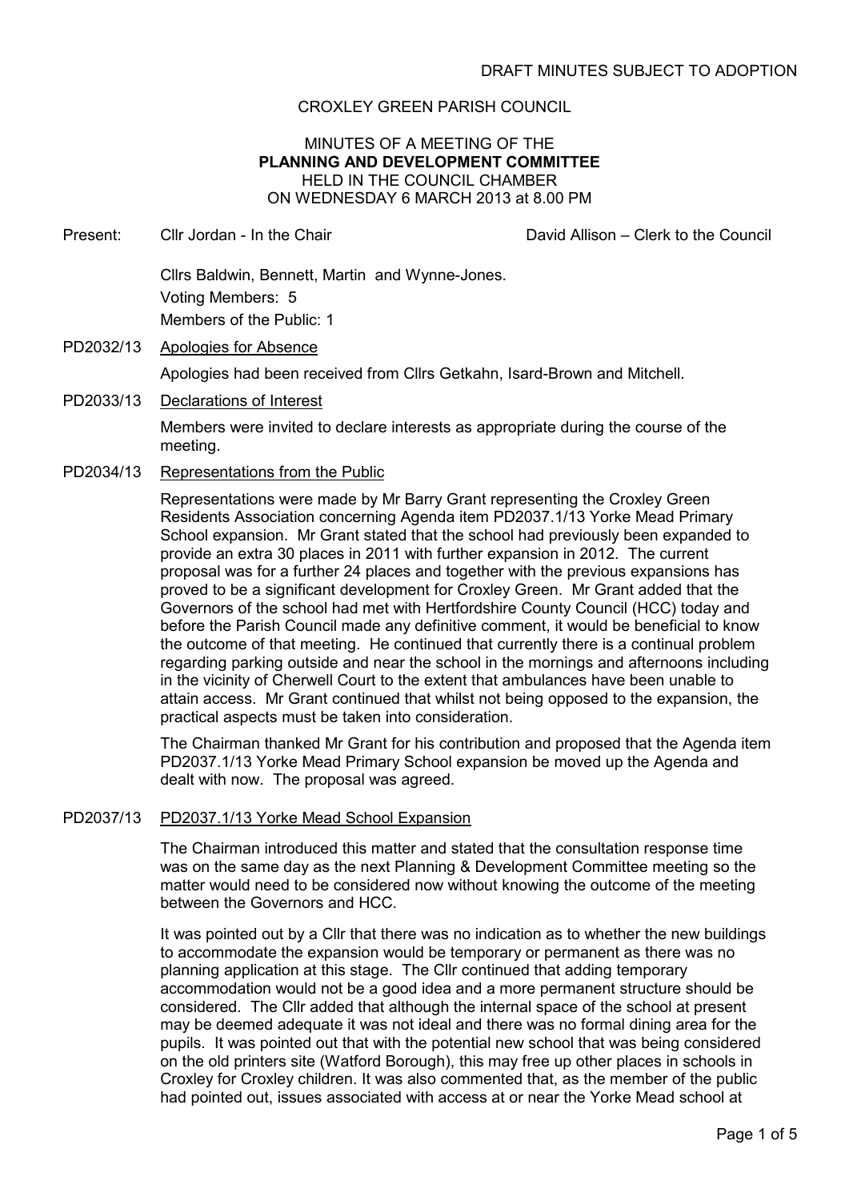DRAFT MINUTES SUBJECT TO ADOPTION

CROXLEY GREEN PARISH COUNCIL

MINUTES OF A MEETING OF THE
**PLANNING AND DEVELOPMENT COMMITTEE**
HELD IN THE COUNCIL CHAMBER
ON WEDNESDAY 6 MARCH 2013 at 8.00 PM

Present: Cllr Jordan - In the Chair David Allison – Clerk to the Council

Cllrs Baldwin, Bennett, Martin and Wynne-Jones.
Voting Members: 5
Members of the Public: 1

PD2032/13 Apologies for Absence

Apologies had been received from Cllrs Getkahn, Isard-Brown and Mitchell.

PD2033/13 Declarations of Interest

Members were invited to declare interests as appropriate during the course of the meeting.

PD2034/13 Representations from the Public

Representations were made by Mr Barry Grant representing the Croxley Green Residents Association concerning Agenda item PD2037.1/13 Yorke Mead Primary School expansion. Mr Grant stated that the school had previously been expanded to provide an extra 30 places in 2011 with further expansion in 2012. The current proposal was for a further 24 places and together with the previous expansions has proved to be a significant development for Croxley Green. Mr Grant added that the Governors of the school had met with Hertfordshire County Council (HCC) today and before the Parish Council made any definitive comment, it would be beneficial to know the outcome of that meeting. He continued that currently there is a continual problem regarding parking outside and near the school in the mornings and afternoons including in the vicinity of Cherwell Court to the extent that ambulances have been unable to attain access. Mr Grant continued that whilst not being opposed to the expansion, the practical aspects must be taken into consideration.

The Chairman thanked Mr Grant for his contribution and proposed that the Agenda item PD2037.1/13 Yorke Mead Primary School expansion be moved up the Agenda and dealt with now. The proposal was agreed.

PD2037/13 PD2037.1/13 Yorke Mead School Expansion

The Chairman introduced this matter and stated that the consultation response time was on the same day as the next Planning & Development Committee meeting so the matter would need to be considered now without knowing the outcome of the meeting between the Governors and HCC.

It was pointed out by a Cllr that there was no indication as to whether the new buildings to accommodate the expansion would be temporary or permanent as there was no planning application at this stage. The Cllr continued that adding temporary accommodation would not be a good idea and a more permanent structure should be considered. The Cllr added that although the internal space of the school at present may be deemed adequate it was not ideal and there was no formal dining area for the pupils. It was pointed out that with the potential new school that was being considered on the old printers site (Watford Borough), this may free up other places in schools in Croxley for Croxley children. It was also commented that, as the member of the public had pointed out, issues associated with access at or near the Yorke Mead school at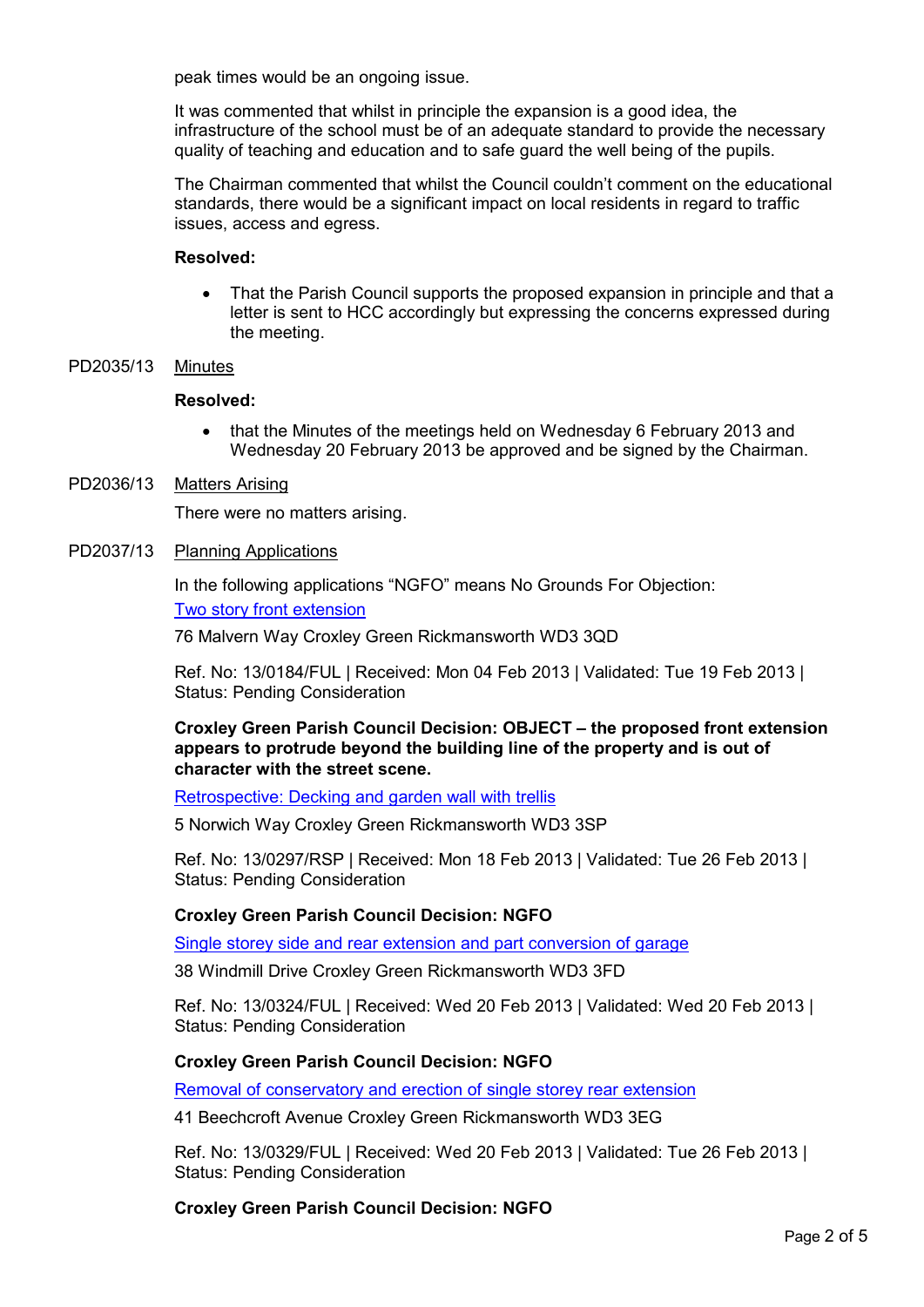peak times would be an ongoing issue.

It was commented that whilst in principle the expansion is a good idea, the infrastructure of the school must be of an adequate standard to provide the necessary quality of teaching and education and to safe guard the well being of the pupils.

The Chairman commented that whilst the Council couldn't comment on the educational standards, there would be a significant impact on local residents in regard to traffic issues, access and egress.

**Resolved:**

- That the Parish Council supports the proposed expansion in principle and that a letter is sent to HCC accordingly but expressing the concerns expressed during the meeting.

PD2035/13 Minutes

**Resolved:**

- that the Minutes of the meetings held on Wednesday 6 February 2013 and Wednesday 20 February 2013 be approved and be signed by the Chairman.

PD2036/13 Matters Arising

There were no matters arising.

PD2037/13 Planning Applications

In the following applications "NGFO" means No Grounds For Objection:

Two story front extension

76 Malvern Way Croxley Green Rickmansworth WD3 3QD

Ref. No: 13/0184/FUL | Received: Mon 04 Feb 2013 | Validated: Tue 19 Feb 2013 | Status: Pending Consideration

**Croxley Green Parish Council Decision: OBJECT – the proposed front extension appears to protrude beyond the building line of the property and is out of character with the street scene.**

Retrospective: Decking and garden wall with trellis

5 Norwich Way Croxley Green Rickmansworth WD3 3SP

Ref. No: 13/0297/RSP | Received: Mon 18 Feb 2013 | Validated: Tue 26 Feb 2013 | Status: Pending Consideration

**Croxley Green Parish Council Decision: NGFO**

Single storey side and rear extension and part conversion of garage

38 Windmill Drive Croxley Green Rickmansworth WD3 3FD

Ref. No: 13/0324/FUL | Received: Wed 20 Feb 2013 | Validated: Wed 20 Feb 2013 | Status: Pending Consideration

**Croxley Green Parish Council Decision: NGFO**

Removal of conservatory and erection of single storey rear extension

41 Beechcroft Avenue Croxley Green Rickmansworth WD3 3EG

Ref. No: 13/0329/FUL | Received: Wed 20 Feb 2013 | Validated: Tue 26 Feb 2013 | Status: Pending Consideration

**Croxley Green Parish Council Decision: NGFO**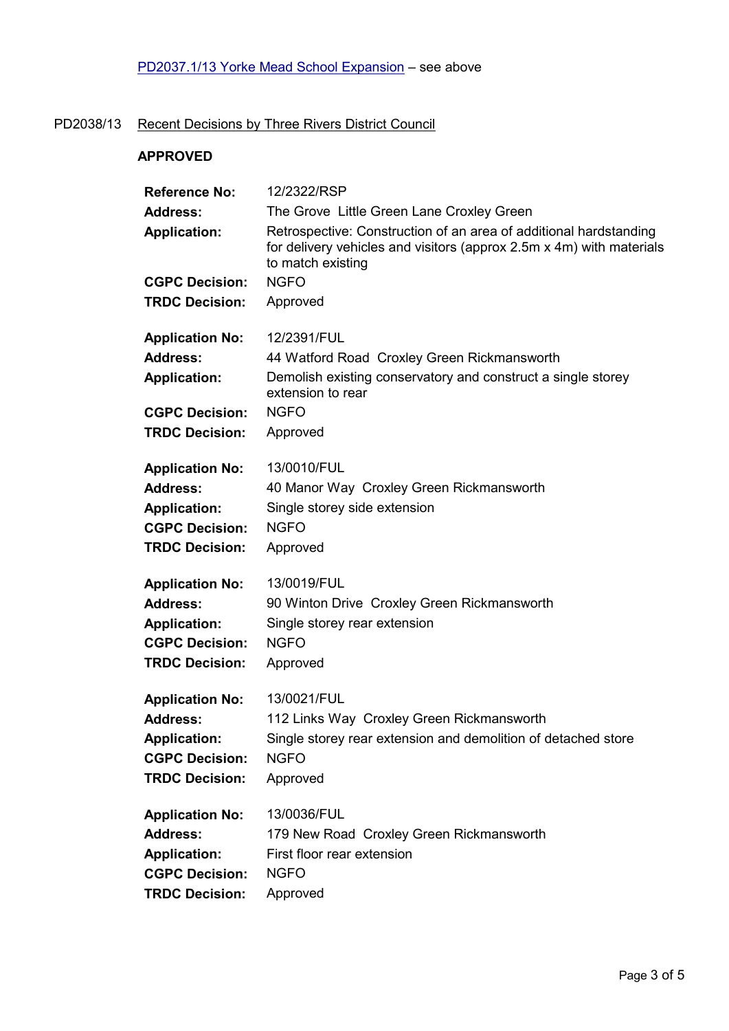PD2037.1/13 Yorke Mead School Expansion – see above

PD2038/13 Recent Decisions by Three Rivers District Council

**APPROVED**

| | |
|---|---|
| **Reference No:** | 12/2322/RSP |
| **Address:** | The Grove Little Green Lane Croxley Green |
| **Application:** | Retrospective: Construction of an area of additional hardstanding for delivery vehicles and visitors (approx 2.5m x 4m) with materials to match existing |
| **CGPC Decision:** | NGFO |
| **TRDC Decision:** | Approved |

| | |
|---|---|
| **Application No:** | 12/2391/FUL |
| **Address:** | 44 Watford Road Croxley Green Rickmansworth |
| **Application:** | Demolish existing conservatory and construct a single storey extension to rear |
| **CGPC Decision:** | NGFO |
| **TRDC Decision:** | Approved |

| | |
|---|---|
| **Application No:** | 13/0010/FUL |
| **Address:** | 40 Manor Way Croxley Green Rickmansworth |
| **Application:** | Single storey side extension |
| **CGPC Decision:** | NGFO |
| **TRDC Decision:** | Approved |

| | |
|---|---|
| **Application No:** | 13/0019/FUL |
| **Address:** | 90 Winton Drive Croxley Green Rickmansworth |
| **Application:** | Single storey rear extension |
| **CGPC Decision:** | NGFO |
| **TRDC Decision:** | Approved |

| | |
|---|---|
| **Application No:** | 13/0021/FUL |
| **Address:** | 112 Links Way Croxley Green Rickmansworth |
| **Application:** | Single storey rear extension and demolition of detached store |
| **CGPC Decision:** | NGFO |
| **TRDC Decision:** | Approved |

| | |
|---|---|
| **Application No:** | 13/0036/FUL |
| **Address:** | 179 New Road Croxley Green Rickmansworth |
| **Application:** | First floor rear extension |
| **CGPC Decision:** | NGFO |
| **TRDC Decision:** | Approved |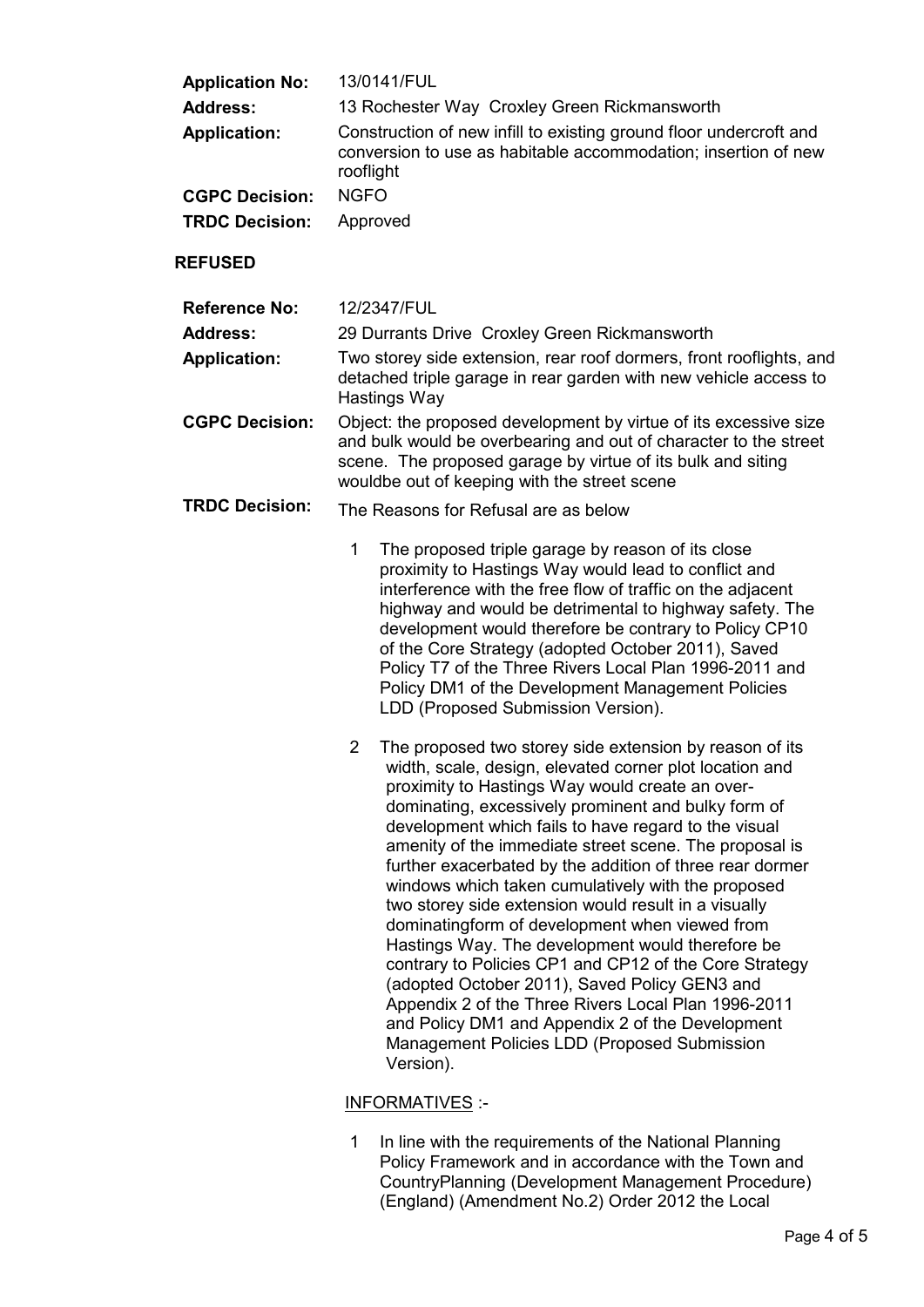| | |
|---|---|
| **Application No:** | 13/0141/FUL |
| **Address:** | 13 Rochester Way Croxley Green Rickmansworth |
| **Application:** | Construction of new infill to existing ground floor undercroft and conversion to use as habitable accommodation; insertion of new rooflight |
| **CGPC Decision:** | NGFO |
| **TRDC Decision:** | Approved |

**REFUSED**

**Reference No:** 12/2347/FUL

**Address:** 29 Durrants Drive Croxley Green Rickmansworth

**Application:** Two storey side extension, rear roof dormers, front rooflights, and detached triple garage in rear garden with new vehicle access to Hastings Way

**CGPC Decision:** Object: the proposed development by virtue of its excessive size and bulk would be overbearing and out of character to the street scene. The proposed garage by virtue of its bulk and siting wouldbe out of keeping with the street scene

**TRDC Decision:** The Reasons for Refusal are as below

1. The proposed triple garage by reason of its close proximity to Hastings Way would lead to conflict and interference with the free flow of traffic on the adjacent highway and would be detrimental to highway safety. The development would therefore be contrary to Policy CP10 of the Core Strategy (adopted October 2011), Saved Policy T7 of the Three Rivers Local Plan 1996-2011 and Policy DM1 of the Development Management Policies LDD (Proposed Submission Version).

2. The proposed two storey side extension by reason of its width, scale, design, elevated corner plot location and proximity to Hastings Way would create an over-dominating, excessively prominent and bulky form of development which fails to have regard to the visual amenity of the immediate street scene. The proposal is further exacerbated by the addition of three rear dormer windows which taken cumulatively with the proposed two storey side extension would result in a visually dominatingform of development when viewed from Hastings Way. The development would therefore be contrary to Policies CP1 and CP12 of the Core Strategy (adopted October 2011), Saved Policy GEN3 and Appendix 2 of the Three Rivers Local Plan 1996-2011 and Policy DM1 and Appendix 2 of the Development Management Policies LDD (Proposed Submission Version).

INFORMATIVES :-

1. In line with the requirements of the National Planning Policy Framework and in accordance with the Town and CountryPlanning (Development Management Procedure) (England) (Amendment No.2) Order 2012 the Local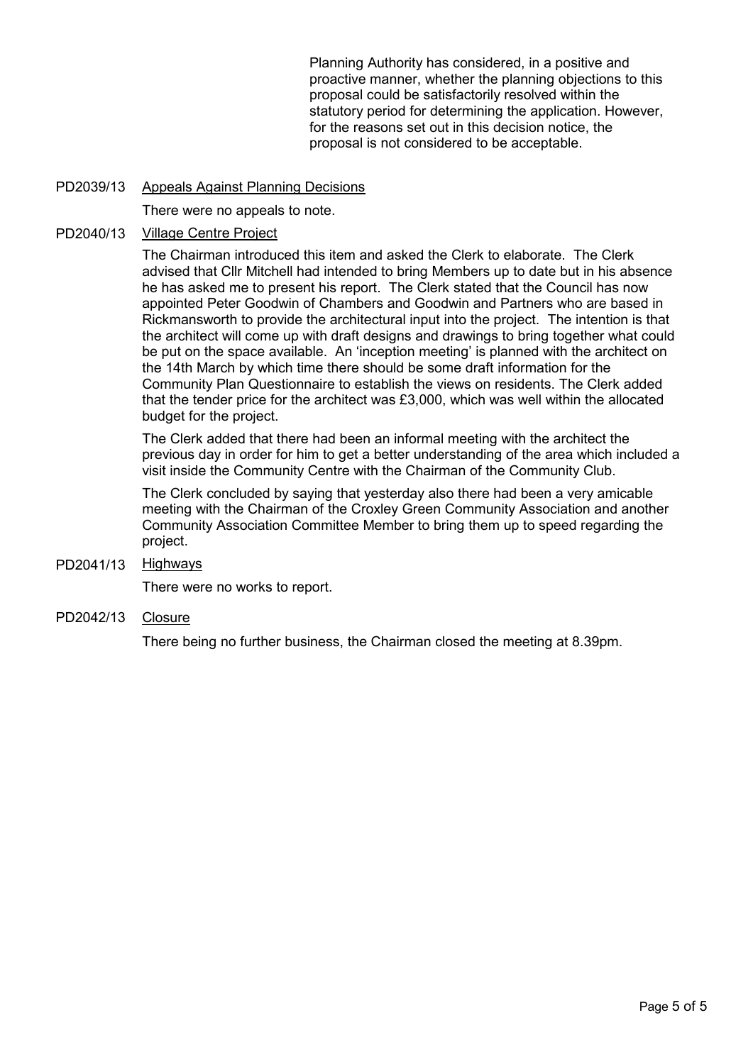Planning Authority has considered, in a positive and proactive manner, whether the planning objections to this proposal could be satisfactorily resolved within the statutory period for determining the application. However, for the reasons set out in this decision notice, the proposal is not considered to be acceptable.

PD2039/13 Appeals Against Planning Decisions

There were no appeals to note.

PD2040/13 Village Centre Project

The Chairman introduced this item and asked the Clerk to elaborate. The Clerk advised that Cllr Mitchell had intended to bring Members up to date but in his absence he has asked me to present his report. The Clerk stated that the Council has now appointed Peter Goodwin of Chambers and Goodwin and Partners who are based in Rickmansworth to provide the architectural input into the project. The intention is that the architect will come up with draft designs and drawings to bring together what could be put on the space available. An 'inception meeting' is planned with the architect on the 14th March by which time there should be some draft information for the Community Plan Questionnaire to establish the views on residents. The Clerk added that the tender price for the architect was £3,000, which was well within the allocated budget for the project.

The Clerk added that there had been an informal meeting with the architect the previous day in order for him to get a better understanding of the area which included a visit inside the Community Centre with the Chairman of the Community Club.

The Clerk concluded by saying that yesterday also there had been a very amicable meeting with the Chairman of the Croxley Green Community Association and another Community Association Committee Member to bring them up to speed regarding the project.

PD2041/13 Highways

There were no works to report.

PD2042/13 Closure

There being no further business, the Chairman closed the meeting at 8.39pm.